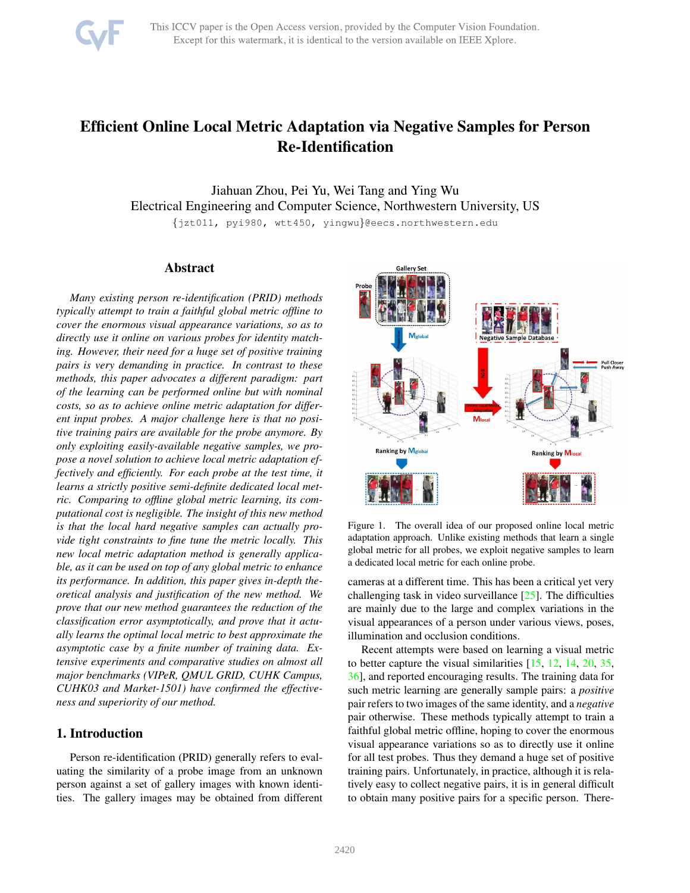# Efficient Online Local Metric Adaptation via Negative Samples for Person Re-Identification

Jiahuan Zhou, Pei Yu, Wei Tang and Ying Wu
Electrical Engineering and Computer Science, Northwestern University, US
{jzt011, pyi980, wtt450, yingwu}@eecs.northwestern.edu

## Abstract

*Many existing person re-identification (PRID) methods typically attempt to train a faithful global metric offline to cover the enormous visual appearance variations, so as to directly use it online on various probes for identity matching. However, their need for a huge set of positive training pairs is very demanding in practice. In contrast to these methods, this paper advocates a different paradigm: part of the learning can be performed online but with nominal costs, so as to achieve online metric adaptation for different input probes. A major challenge here is that no positive training pairs are available for the probe anymore. By only exploiting easily-available negative samples, we propose a novel solution to achieve local metric adaptation effectively and efficiently. For each probe at the test time, it learns a strictly positive semi-definite dedicated local metric. Comparing to offline global metric learning, its computational cost is negligible. The insight of this new method is that the local hard negative samples can actually provide tight constraints to fine tune the metric locally. This new local metric adaptation method is generally applicable, as it can be used on top of any global metric to enhance its performance. In addition, this paper gives in-depth theoretical analysis and justification of the new method. We prove that our new method guarantees the reduction of the classification error asymptotically, and prove that it actually learns the optimal local metric to best approximate the asymptotic case by a finite number of training data. Extensive experiments and comparative studies on almost all major benchmarks (VIPeR, QMUL GRID, CUHK Campus, CUHK03 and Market-1501) have confirmed the effectiveness and superiority of our method.*

## 1. Introduction

Person re-identification (PRID) generally refers to evaluating the similarity of a probe image from an unknown person against a set of gallery images with known identities. The gallery images may be obtained from different cameras at a different time. This has been a critical yet very challenging task in video surveillance [25]. The difficulties are mainly due to the large and complex variations in the visual appearances of a person under various views, poses, illumination and occlusion conditions.

Figure 1. The overall idea of our proposed online local metric adaptation approach. Unlike existing methods that learn a single global metric for all probes, we exploit negative samples to learn a dedicated local metric for each online probe.

Recent attempts were based on learning a visual metric to better capture the visual similarities [15, 12, 14, 20, 35, 36], and reported encouraging results. The training data for such metric learning are generally sample pairs: a *positive* pair refers to two images of the same identity, and a *negative* pair otherwise. These methods typically attempt to train a faithful global metric offline, hoping to cover the enormous visual appearance variations so as to directly use it online for all test probes. Thus they demand a huge set of positive training pairs. Unfortunately, in practice, although it is relatively easy to collect negative pairs, it is in general difficult to obtain many positive pairs for a specific person. There-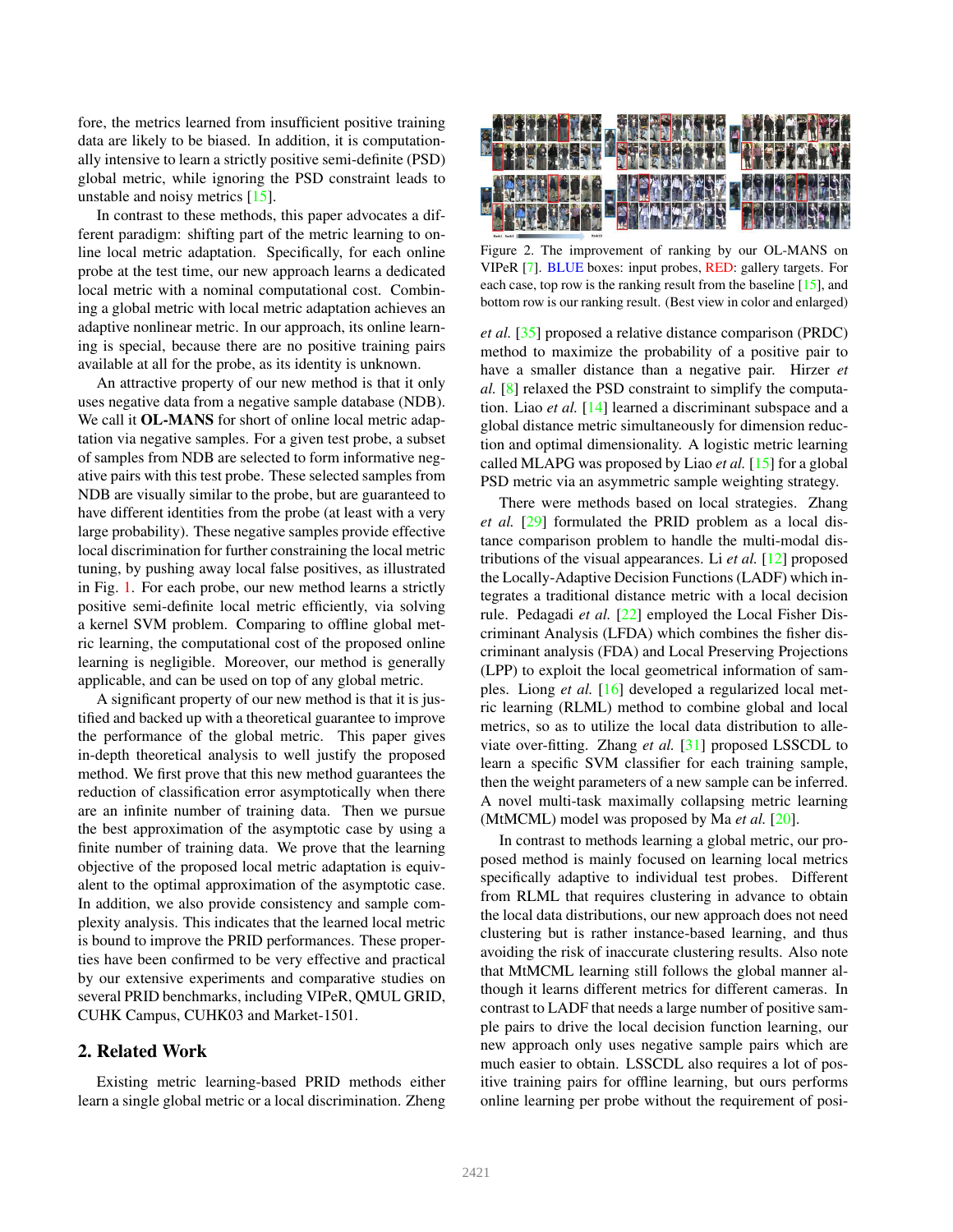fore, the metrics learned from insufficient positive training data are likely to be biased. In addition, it is computationally intensive to learn a strictly positive semi-definite (PSD) global metric, while ignoring the PSD constraint leads to unstable and noisy metrics [15].

In contrast to these methods, this paper advocates a different paradigm: shifting part of the metric learning to online local metric adaptation. Specifically, for each online probe at the test time, our new approach learns a dedicated local metric with a nominal computational cost. Combining a global metric with local metric adaptation achieves an adaptive nonlinear metric. In our approach, its online learning is special, because there are no positive training pairs available at all for the probe, as its identity is unknown.

An attractive property of our new method is that it only uses negative data from a negative sample database (NDB). We call it **OL-MANS** for short of online local metric adaptation via negative samples. For a given test probe, a subset of samples from NDB are selected to form informative negative pairs with this test probe. These selected samples from NDB are visually similar to the probe, but are guaranteed to have different identities from the probe (at least with a very large probability). These negative samples provide effective local discrimination for further constraining the local metric tuning, by pushing away local false positives, as illustrated in Fig. 1. For each probe, our new method learns a strictly positive semi-definite local metric efficiently, via solving a kernel SVM problem. Comparing to offline global metric learning, the computational cost of the proposed online learning is negligible. Moreover, our method is generally applicable, and can be used on top of any global metric.

A significant property of our new method is that it is justified and backed up with a theoretical guarantee to improve the performance of the global metric. This paper gives in-depth theoretical analysis to well justify the proposed method. We first prove that this new method guarantees the reduction of classification error asymptotically when there are an infinite number of training data. Then we pursue the best approximation of the asymptotic case by using a finite number of training data. We prove that the learning objective of the proposed local metric adaptation is equivalent to the optimal approximation of the asymptotic case. In addition, we also provide consistency and sample complexity analysis. This indicates that the learned local metric is bound to improve the PRID performances. These properties have been confirmed to be very effective and practical by our extensive experiments and comparative studies on several PRID benchmarks, including VIPeR, QMUL GRID, CUHK Campus, CUHK03 and Market-1501.

## 2. Related Work

Existing metric learning-based PRID methods either learn a single global metric or a local discrimination. Zheng *et al.* [35] proposed a relative distance comparison (PRDC) method to maximize the probability of a positive pair to have a smaller distance than a negative pair. Hirzer *et al.* [8] relaxed the PSD constraint to simplify the computation. Liao *et al.* [14] learned a discriminant subspace and a global distance metric simultaneously for dimension reduction and optimal dimensionality. A logistic metric learning called MLAPG was proposed by Liao *et al.* [15] for a global PSD metric via an asymmetric sample weighting strategy.

There were methods based on local strategies. Zhang *et al.* [29] formulated the PRID problem as a local distance comparison problem to handle the multi-modal distributions of the visual appearances. Li *et al.* [12] proposed the Locally-Adaptive Decision Functions (LADF) which integrates a traditional distance metric with a local decision rule. Pedagadi *et al.* [22] employed the Local Fisher Discriminant Analysis (LFDA) which combines the fisher discriminant analysis (FDA) and Local Preserving Projections (LPP) to exploit the local geometrical information of samples. Liong *et al.* [16] developed a regularized local metric learning (RLML) method to combine global and local metrics, so as to utilize the local data distribution to alleviate over-fitting. Zhang *et al.* [31] proposed LSSCDL to learn a specific SVM classifier for each training sample, then the weight parameters of a new sample can be inferred. A novel multi-task maximally collapsing metric learning (MtMCML) model was proposed by Ma *et al.* [20].

In contrast to methods learning a global metric, our proposed method is mainly focused on learning local metrics specifically adaptive to individual test probes. Different from RLML that requires clustering in advance to obtain the local data distributions, our new approach does not need clustering but is rather instance-based learning, and thus avoiding the risk of inaccurate clustering results. Also note that MtMCML learning still follows the global manner although it learns different metrics for different cameras. In contrast to LADF that needs a large number of positive sample pairs to drive the local decision function learning, our new approach only uses negative sample pairs which are much easier to obtain. LSSCDL also requires a lot of positive training pairs for offline learning, but ours performs online learning per probe without the requirement of posi-

Figure 2. The improvement of ranking by our OL-MANS on VIPeR [7]. BLUE boxes: input probes, RED: gallery targets. For each case, top row is the ranking result from the baseline [15], and bottom row is our ranking result. (Best view in color and enlarged)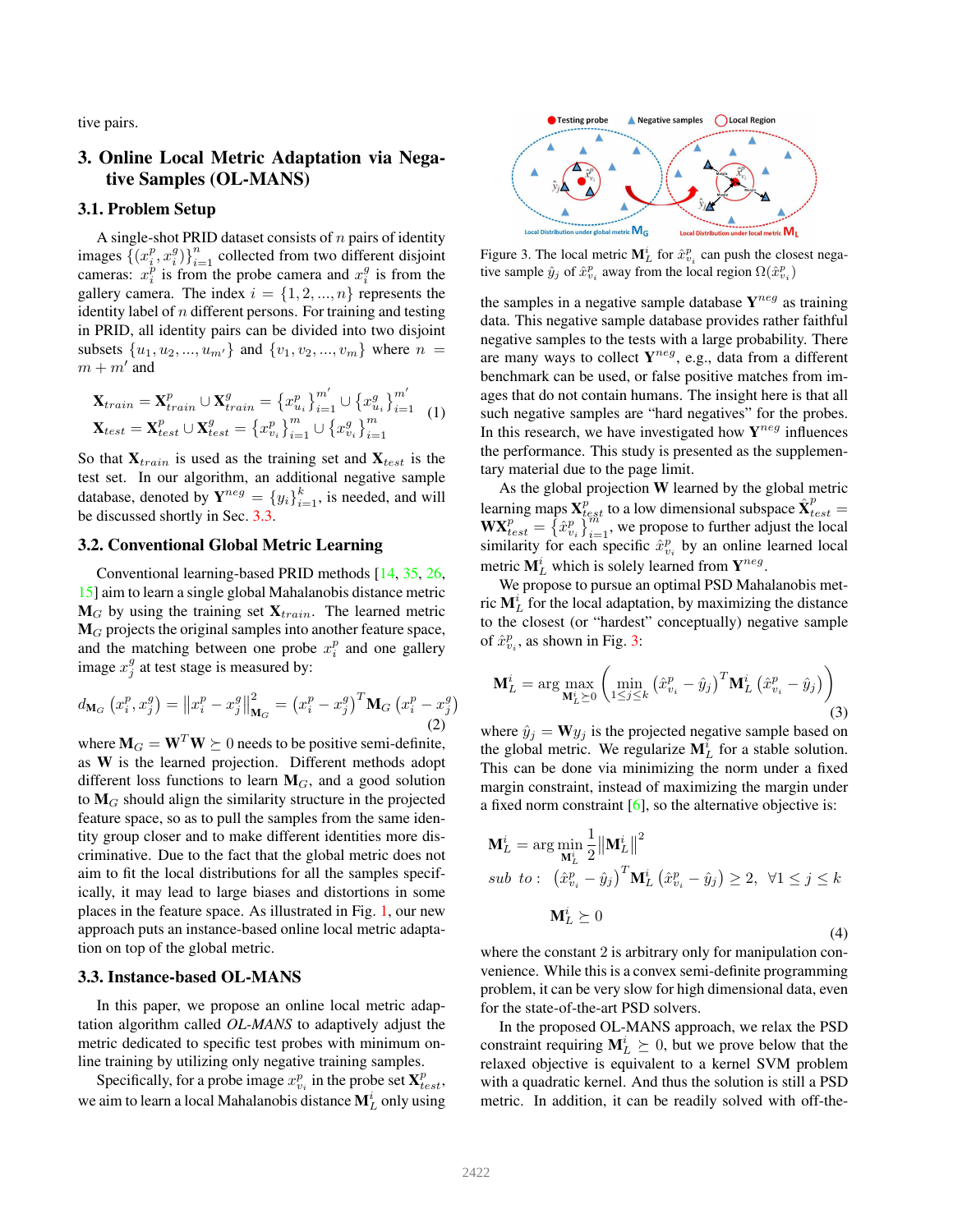tive pairs.

## 3. Online Local Metric Adaptation via Negative Samples (OL-MANS)

### 3.1. Problem Setup

A single-shot PRID dataset consists of $n$ pairs of identity images $\{(x_i^p, x_i^g)\}_{i=1}^n$ collected from two different disjoint cameras: $x_i^p$ is from the probe camera and $x_i^g$ is from the gallery camera. The index $i = \{1, 2, ..., n\}$ represents the identity label of $n$ different persons. For training and testing in PRID, all identity pairs can be divided into two disjoint subsets $\{u_1, u_2, ..., u_{m'}\}$ and $\{v_1, v_2, ..., v_m\}$ where $n = m + m'$ and

$$\begin{aligned} \mathbf{X}_{train} &= \mathbf{X}_{train}^p \cup \mathbf{X}_{train}^g = \{x_{u_i}^p\}_{i=1}^{m'} \cup \{x_{u_i}^g\}_{i=1}^{m'} \\ \mathbf{X}_{test} &= \mathbf{X}_{test}^p \cup \mathbf{X}_{test}^g = \{x_{v_i}^p\}_{i=1}^{m} \cup \{x_{v_i}^g\}_{i=1}^{m} \end{aligned} \tag{1}$$

So that $\mathbf{X}_{train}$ is used as the training set and $\mathbf{X}_{test}$ is the test set. In our algorithm, an additional negative sample database, denoted by $\mathbf{Y}^{neg} = \{y_i\}_{i=1}^k$, is needed, and will be discussed shortly in Sec. 3.3.

### 3.2. Conventional Global Metric Learning

Conventional learning-based PRID methods [14, 35, 26, 15] aim to learn a single global Mahalanobis distance metric $\mathbf{M}_G$ by using the training set $\mathbf{X}_{train}$. The learned metric $\mathbf{M}_G$ projects the original samples into another feature space, and the matching between one probe $x_i^p$ and one gallery image $x_j^g$ at test stage is measured by:

$$d_{\mathbf{M}_G}(x_i^p, x_j^g) = \left\| x_i^p - x_j^g \right\|_{\mathbf{M}_G}^2 = \left(x_i^p - x_j^g\right)^T \mathbf{M}_G \left(x_i^p - x_j^g\right) \tag{2}$$

where $\mathbf{M}_G = \mathbf{W}^T\mathbf{W} \succeq 0$ needs to be positive semi-definite, as $\mathbf{W}$ is the learned projection. Different methods adopt different loss functions to learn $\mathbf{M}_G$, and a good solution to $\mathbf{M}_G$ should align the similarity structure in the projected feature space, so as to pull the samples from the same identity group closer and to make different identities more discriminative. Due to the fact that the global metric does not aim to fit the local distributions for all the samples specifically, it may lead to large biases and distortions in some places in the feature space. As illustrated in Fig. 1, our new approach puts an instance-based online local metric adaptation on top of the global metric.

### 3.3. Instance-based OL-MANS

In this paper, we propose an online local metric adaptation algorithm called *OL-MANS* to adaptively adjust the metric dedicated to specific test probes with minimum online training by utilizing only negative training samples.

Specifically, for a probe image $x_{v_i}^p$ in the probe set $\mathbf{X}_{test}^p$, we aim to learn a local Mahalanobis distance $\mathbf{M}_L^i$ only using

Figure 3. The local metric $\mathbf{M}_L^i$ for $\hat{x}_{v_i}^p$ can push the closest negative sample $\hat{y}_j$ of $\hat{x}_{v_i}^p$ away from the local region $\Omega(\hat{x}_{v_i}^p)$

the samples in a negative sample database $\mathbf{Y}^{neg}$ as training data. This negative sample database provides rather faithful negative samples to the tests with a large probability. There are many ways to collect $\mathbf{Y}^{neg}$, e.g., data from a different benchmark can be used, or false positive matches from images that do not contain humans. The insight here is that all such negative samples are "hard negatives" for the probes. In this research, we have investigated how $\mathbf{Y}^{neg}$ influences the performance. This study is presented as the supplementary material due to the page limit.

As the global projection $\mathbf{W}$ learned by the global metric learning maps $\mathbf{X}_{test}^p$ to a low dimensional subspace $\hat{\mathbf{X}}_{test}^p = \mathbf{W}\mathbf{X}_{test}^p = \{\hat{x}_{v_i}^p\}_{i=1}^m$, we propose to further adjust the local similarity for each specific $\hat{x}_{v_i}^p$ by an online learned local metric $\mathbf{M}_L^i$ which is solely learned from $\mathbf{Y}^{neg}$.

We propose to pursue an optimal PSD Mahalanobis metric $\mathbf{M}_L^i$ for the local adaptation, by maximizing the distance to the closest (or "hardest" conceptually) negative sample of $\hat{x}_{v_i}^p$, as shown in Fig. 3:

$$\mathbf{M}_L^i = \arg\max_{\mathbf{M}_L^i \succeq 0} \left( \min_{1 \le j \le k} \left(\hat{x}_{v_i}^p - \hat{y}_j\right)^T \mathbf{M}_L^i \left(\hat{x}_{v_i}^p - \hat{y}_j\right) \right) \tag{3}$$

where $\hat{y}_j = \mathbf{W}y_j$ is the projected negative sample based on the global metric. We regularize $\mathbf{M}_L^i$ for a stable solution. This can be done via minimizing the norm under a fixed margin constraint, instead of maximizing the margin under a fixed norm constraint [6], so the alternative objective is:

$$\begin{aligned} &\mathbf{M}_L^i = \arg\min_{\mathbf{M}_L^i} \frac{1}{2} \left\| \mathbf{M}_L^i \right\|^2 \\ &sub\ \ to: \ \left(\hat{x}_{v_i}^p - \hat{y}_j\right)^T \mathbf{M}_L^i \left(\hat{x}_{v_i}^p - \hat{y}_j\right) \ge 2, \ \ \forall 1 \le j \le k \\ &\qquad\quad \mathbf{M}_L^i \succeq 0 \end{aligned} \tag{4}$$

where the constant 2 is arbitrary only for manipulation convenience. While this is a convex semi-definite programming problem, it can be very slow for high dimensional data, even for the state-of-the-art PSD solvers.

In the proposed OL-MANS approach, we relax the PSD constraint requiring $\mathbf{M}_L^i \succeq 0$, but we prove below that the relaxed objective is equivalent to a kernel SVM problem with a quadratic kernel. And thus the solution is still a PSD metric. In addition, it can be readily solved with off-the-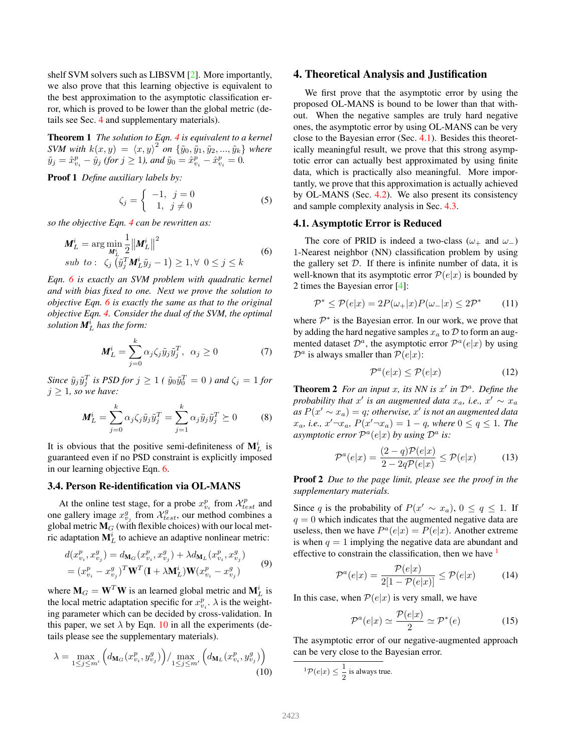shelf SVM solvers such as LIBSVM [2]. More importantly, we also prove that this learning objective is equivalent to the best approximation to the asymptotic classification error, which is proved to be lower than the global metric (details see Sec. 4 and supplementary materials).

**Theorem 1** *The solution to Eqn. 4 is equivalent to a kernel SVM with $k(x, y) = \langle x, y\rangle^2$ on $\{\tilde{y}_0, \tilde{y}_1, \tilde{y}_2, ..., \tilde{y}_k\}$ where $\tilde{y}_j = \hat{x}^p_{v_i} - \hat{y}_j$ (for $j \geq 1$), and $\tilde{y}_0 = \hat{x}^p_{v_i} - \hat{x}^p_{v_i} = 0$.*

**Proof 1** *Define auxiliary labels by:*

$$\zeta_j = \begin{cases} -1, & j = 0 \\ 1, & j \neq 0 \end{cases} \tag{5}$$

*so the objective Eqn. 4 can be rewritten as:*

$$\begin{aligned} &\boldsymbol{M}^i_L = \arg\min_{\boldsymbol{M}^i_L} \frac{1}{2}\left\|\boldsymbol{M}^i_L\right\|^2 \\ &sub\ \ to: \ \ \zeta_j\left(\tilde{y}_j^T \boldsymbol{M}^i_L \tilde{y}_j - 1\right) \geq 1, \forall\ \ 0 \leq j \leq k \end{aligned} \tag{6}$$

*Eqn. 6 is exactly an SVM problem with quadratic kernel and with bias fixed to one. Next we prove the solution to objective Eqn. 6 is exactly the same as that to the original objective Eqn. 4. Consider the dual of the SVM, the optimal solution $\boldsymbol{M}^i_L$ has the form:*

$$\boldsymbol{M}^i_L = \sum_{j=0}^{k} \alpha_j \zeta_j \tilde{y}_j \tilde{y}_j^T, \ \ \alpha_j \geq 0 \tag{7}$$

*Since $\tilde{y}_j \tilde{y}_j^T$ is PSD for $j \geq 1$ ( $\tilde{y}_0 \tilde{y}_0^T = 0$ ) and $\zeta_j = 1$ for $j \geq 1$, so we have:*

$$\boldsymbol{M}^i_L = \sum_{j=0}^{k} \alpha_j \zeta_j \tilde{y}_j \tilde{y}_j^T = \sum_{j=1}^{k} \alpha_j \tilde{y}_j \tilde{y}_j^T \succeq 0 \tag{8}$$

It is obvious that the positive semi-definiteness of $\mathbf{M}^i_L$ is guaranteed even if no PSD constraint is explicitly imposed in our learning objective Eqn. 6.

### 3.4. Person Re-identification via OL-MANS

At the online test stage, for a probe $x^p_{v_i}$ from $\mathcal{X}^p_{test}$ and one gallery image $x^g_{v_j}$ from $\mathcal{X}^g_{test}$, our method combines a global metric $\mathbf{M}_G$ (with flexible choices) with our local metric adaptation $\mathbf{M}^i_L$ to achieve an adaptive nonlinear metric:

$$\begin{aligned} d(x^p_{v_i}, x^g_{v_j}) &= d_{\mathbf{M}_G}(x^p_{v_i}, x^g_{v_j}) + \lambda d_{\mathbf{M}_L}(x^p_{v_i}, x^g_{v_j}) \\ &= (x^p_{v_i} - x^g_{v_j})^T \mathbf{W}^T (\mathbf{I} + \lambda \mathbf{M}^i_L) \mathbf{W} (x^p_{v_i} - x^g_{v_j}) \end{aligned} \tag{9}$$

where $\mathbf{M}_G = \mathbf{W}^T\mathbf{W}$ is an learned global metric and $\mathbf{M}^i_L$ is the local metric adaptation specific for $x^p_{v_i}$. $\lambda$ is the weighting parameter which can be decided by cross-validation. In this paper, we set $\lambda$ by Eqn. 10 in all the experiments (details please see the supplementary materials).

$$\lambda = \max_{1 \leq j \leq m'} \left(d_{\mathbf{M}_G}(x^p_{v_i}, y^g_{v_j})\right) / \max_{1 \leq j \leq m'} \left(d_{\mathbf{M}_L}(x^p_{v_i}, y^g_{v_j})\right) \tag{10}$$

## 4. Theoretical Analysis and Justification

We first prove that the asymptotic error by using the proposed OL-MANS is bound to be lower than that without. When the negative samples are truly hard negative ones, the asymptotic error by using OL-MANS can be very close to the Bayesian error (Sec. 4.1). Besides this theoretically meaningful result, we prove that this strong asymptotic error can actually best approximated by using finite data, which is practically also meaningful. More importantly, we prove that this approximation is actually achieved by OL-MANS (Sec. 4.2). We also present its consistency and sample complexity analysis in Sec. 4.3.

### 4.1. Asymptotic Error is Reduced

The core of PRID is indeed a two-class ($\omega_+$ and $\omega_-$) 1-Nearest neighbor (NN) classification problem by using the gallery set $\mathcal{D}$. If there is infinite number of data, it is well-known that its asymptotic error $\mathcal{P}(e|x)$ is bounded by 2 times the Bayesian error [4]:

$$\mathcal{P}^* \leq \mathcal{P}(e|x) = 2P(\omega_+|x)P(\omega_-|x) \leq 2\mathcal{P}^* \tag{11}$$

where $\mathcal{P}^*$ is the Bayesian error. In our work, we prove that by adding the hard negative samples $x_a$ to $\mathcal{D}$ to form an augmented dataset $\mathcal{D}^a$, the asymptotic error $\mathcal{P}^a(e|x)$ by using $\mathcal{D}^a$ is always smaller than $\mathcal{P}(e|x)$:

$$\mathcal{P}^a(e|x) \leq \mathcal{P}(e|x) \tag{12}$$

**Theorem 2** *For an input $x$, its NN is $x'$ in $\mathcal{D}^a$. Define the probability that $x'$ is an augmented data $x_a$, i.e., $x' \sim x_a$ as $P(x' \sim x_a) = q$; otherwise, $x'$ is not an augmented data $x_a$, i.e., $x' \neg x_a$, $P(x' \neg x_a) = 1 - q$, where $0 \leq q \leq 1$. The asymptotic error $\mathcal{P}^a(e|x)$ by using $\mathcal{D}^a$ is:*

$$\mathcal{P}^a(e|x) = \frac{(2-q)\mathcal{P}(e|x)}{2 - 2q\mathcal{P}(e|x)} \leq \mathcal{P}(e|x) \tag{13}$$

**Proof 2** *Due to the page limit, please see the proof in the supplementary materials.*

Since $q$ is the probability of $P(x' \sim x_a)$, $0 \leq q \leq 1$. If $q = 0$ which indicates that the augmented negative data are useless, then we have $P^a(e|x) = P(e|x)$. Another extreme is when $q = 1$ implying the negative data are abundant and effective to constrain the classification, then we have [1]

$$\mathcal{P}^a(e|x) = \frac{\mathcal{P}(e|x)}{2[1 - \mathcal{P}(e|x)]} \leq \mathcal{P}(e|x) \tag{14}$$

In this case, when $\mathcal{P}(e|x)$ is very small, we have

$$\mathcal{P}^a(e|x) \simeq \frac{\mathcal{P}(e|x)}{2} \simeq \mathcal{P}^*(e) \tag{15}$$

The asymptotic error of our negative-augmented approach can be very close to the Bayesian error.

[1] $\mathcal{P}(e|x) \leq \frac{1}{2}$ is always true.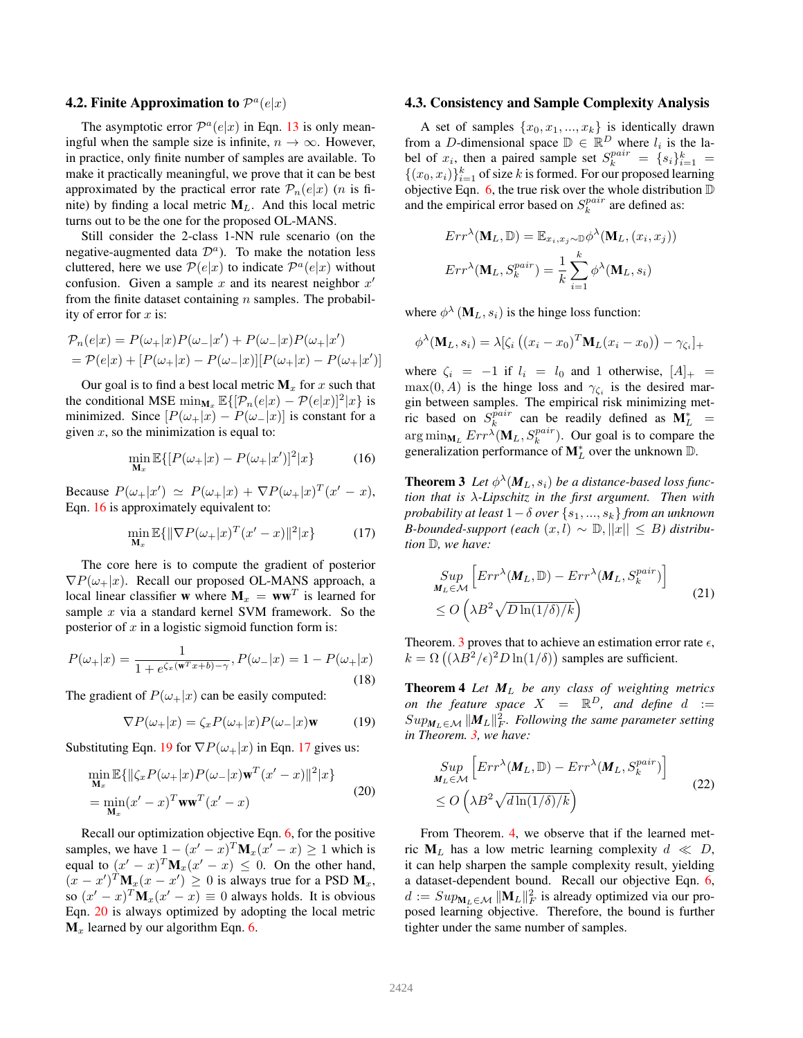### 4.2. Finite Approximation to $\mathcal{P}^a(e|x)$

The asymptotic error $\mathcal{P}^a(e|x)$ in Eqn. 13 is only meaningful when the sample size is infinite, $n \to \infty$. However, in practice, only finite number of samples are available. To make it practically meaningful, we prove that it can be best approximated by the practical error rate $\mathcal{P}_n(e|x)$ ($n$ is finite) by finding a local metric $\mathbf{M}_L$. And this local metric turns out to be the one for the proposed OL-MANS.

Still consider the 2-class 1-NN rule scenario (on the negative-augmented data $\mathcal{D}^a$). To make the notation less cluttered, here we use $\mathcal{P}(e|x)$ to indicate $\mathcal{P}^a(e|x)$ without confusion. Given a sample $x$ and its nearest neighbor $x'$ from the finite dataset containing $n$ samples. The probability of error for $x$ is:

$$\begin{aligned}
\mathcal{P}_n(e|x) &= P(\omega_+|x)P(\omega_-|x') + P(\omega_-|x)P(\omega_+|x') \\
&= \mathcal{P}(e|x) + [P(\omega_+|x) - P(\omega_-|x)][P(\omega_+|x) - P(\omega_+|x')]
\end{aligned}$$

Our goal is to find a best local metric $\mathbf{M}_x$ for $x$ such that the conditional MSE $\min_{\mathbf{M}_x} \mathbb{E}\{[\mathcal{P}_n(e|x) - \mathcal{P}(e|x)]^2|x\}$ is minimized. Since $[P(\omega_+|x) - P(\omega_-|x)]$ is constant for a given $x$, so the minimization is equal to:

$$\min_{\mathbf{M}_x} \mathbb{E}\{[P(\omega_+|x) - P(\omega_+|x')]^2|x\} \tag{16}$$

Because $P(\omega_+|x') \simeq P(\omega_+|x) + \nabla P(\omega_+|x)^T(x' - x)$, Eqn. 16 is approximately equivalent to:

$$\min_{\mathbf{M}_x} \mathbb{E}\{\|\nabla P(\omega_+|x)^T(x' - x)\|^2|x\} \tag{17}$$

The core here is to compute the gradient of posterior $\nabla P(\omega_+|x)$. Recall our proposed OL-MANS approach, a local linear classifier $\mathbf{w}$ where $\mathbf{M}_x = \mathbf{w}\mathbf{w}^T$ is learned for sample $x$ via a standard kernel SVM framework. So the posterior of $x$ in a logistic sigmoid function form is:

$$P(\omega_+|x) = \frac{1}{1 + e^{\zeta_x(\mathbf{w}^T x + b) - \gamma}}, P(\omega_-|x) = 1 - P(\omega_+|x) \tag{18}$$

The gradient of $P(\omega_+|x)$ can be easily computed:

$$\nabla P(\omega_+|x) = \zeta_x P(\omega_+|x)P(\omega_-|x)\mathbf{w} \tag{19}$$

Substituting Eqn. 19 for $\nabla P(\omega_+|x)$ in Eqn. 17 gives us:

$$\begin{aligned}
&\min_{\mathbf{M}_x} \mathbb{E}\{\|\zeta_x P(\omega_+|x)P(\omega_-|x)\mathbf{w}^T(x' - x)\|^2|x\} \\
&= \min_{\mathbf{M}_x} (x' - x)^T\mathbf{w}\mathbf{w}^T(x' - x)
\end{aligned} \tag{20}$$

Recall our optimization objective Eqn. 6, for the positive samples, we have $1 - (x' - x)^T\mathbf{M}_x(x' - x) \geq 1$ which is equal to $(x' - x)^T\mathbf{M}_x(x' - x) \leq 0$. On the other hand, $(x - x')^T\mathbf{M}_x(x - x') \geq 0$ is always true for a PSD $\mathbf{M}_x$, so $(x' - x)^T\mathbf{M}_x(x' - x) \equiv 0$ always holds. It is obvious Eqn. 20 is always optimized by adopting the local metric $\mathbf{M}_x$ learned by our algorithm Eqn. 6.

### 4.3. Consistency and Sample Complexity Analysis

A set of samples $\{x_0, x_1, ..., x_k\}$ is identically drawn from a $D$-dimensional space $\mathbb{D} \in \mathbb{R}^D$ where $l_i$ is the label of $x_i$, then a paired sample set $S_k^{pair} = \{s_i\}_{i=1}^k = \{(x_0, x_i)\}_{i=1}^k$ of size $k$ is formed. For our proposed learning objective Eqn. 6, the true risk over the whole distribution $\mathbb{D}$ and the empirical error based on $S_k^{pair}$ are defined as:

$$Err^\lambda(\mathbf{M}_L, \mathbb{D}) = \mathbb{E}_{x_i, x_j \sim \mathbb{D}} \phi^\lambda(\mathbf{M}_L, (x_i, x_j))$$

$$Err^\lambda(\mathbf{M}_L, S_k^{pair}) = \frac{1}{k}\sum_{i=1}^k \phi^\lambda(\mathbf{M}_L, s_i)$$

where $\phi^\lambda(\mathbf{M}_L, s_i)$ is the hinge loss function:

$$\phi^\lambda(\mathbf{M}_L, s_i) = \lambda[\zeta_i\left((x_i - x_0)^T\mathbf{M}_L(x_i - x_0)\right) - \gamma_{\zeta_i}]_+$$

where $\zeta_i = -1$ if $l_i = l_0$ and 1 otherwise, $[A]_+ = \max(0, A)$ is the hinge loss and $\gamma_{\zeta_i}$ is the desired margin between samples. The empirical risk minimizing metric based on $S_k^{pair}$ can be readily defined as $\mathbf{M}_L^* = \arg\min_{\mathbf{M}_L} Err^\lambda(\mathbf{M}_L, S_k^{pair})$. Our goal is to compare the generalization performance of $\mathbf{M}_L^*$ over the unknown $\mathbb{D}$.

**Theorem 3** *Let $\phi^\lambda(\boldsymbol{M}_L, s_i)$ be a distance-based loss function that is $\lambda$-Lipschitz in the first argument. Then with probability at least $1 - \delta$ over $\{s_1, ..., s_k\}$ from an unknown B-bounded-support (each $(x, l) \sim \mathbb{D}, ||x|| \leq B$) distribution $\mathbb{D}$, we have:*

$$\begin{aligned}
&\underset{\boldsymbol{M}_L \in \mathcal{M}}{Sup}\left[Err^\lambda(\boldsymbol{M}_L, \mathbb{D}) - Err^\lambda(\boldsymbol{M}_L, S_k^{pair})\right] \\
&\leq O\left(\lambda B^2\sqrt{D\ln(1/\delta)/k}\right)
\end{aligned} \tag{21}$$

Theorem. 3 proves that to achieve an estimation error rate $\epsilon$, $k = \Omega\left((\lambda B^2/\epsilon)^2 D\ln(1/\delta)\right)$ samples are sufficient.

**Theorem 4** *Let $\boldsymbol{M}_L$ be any class of weighting metrics on the feature space $X = \mathbb{R}^D$, and define $d := Sup_{\boldsymbol{M}_L \in \mathcal{M}}\|\boldsymbol{M}_L\|_F^2$. Following the same parameter setting in Theorem. 3, we have:*

$$\begin{aligned}
&\underset{\boldsymbol{M}_L \in \mathcal{M}}{Sup}\left[Err^\lambda(\boldsymbol{M}_L, \mathbb{D}) - Err^\lambda(\boldsymbol{M}_L, S_k^{pair})\right] \\
&\leq O\left(\lambda B^2\sqrt{d\ln(1/\delta)/k}\right)
\end{aligned} \tag{22}$$

From Theorem. 4, we observe that if the learned metric $\mathbf{M}_L$ has a low metric learning complexity $d \ll D$, it can help sharpen the sample complexity result, yielding a dataset-dependent bound. Recall our objective Eqn. 6, $d := Sup_{\mathbf{M}_L \in \mathcal{M}}\|\mathbf{M}_L\|_F^2$ is already optimized via our proposed learning objective. Therefore, the bound is further tighter under the same number of samples.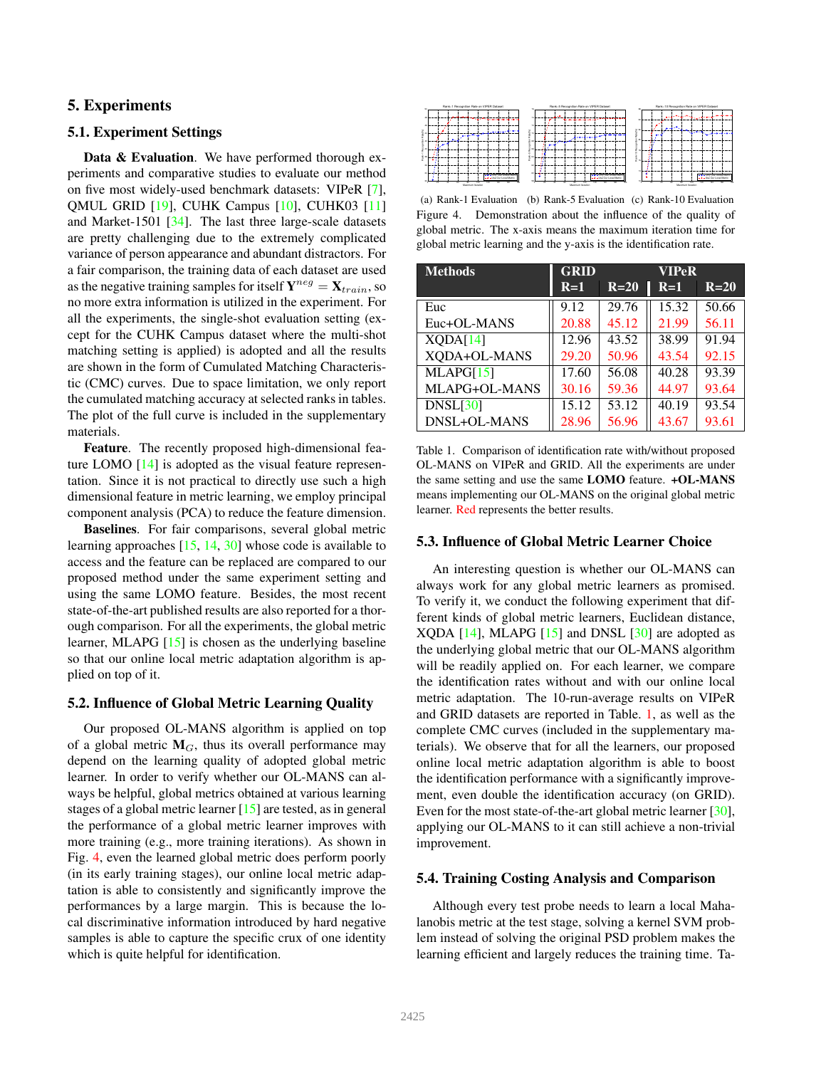## 5. Experiments

### 5.1. Experiment Settings

**Data & Evaluation**. We have performed thorough experiments and comparative studies to evaluate our method on five most widely-used benchmark datasets: VIPeR [7], QMUL GRID [19], CUHK Campus [10], CUHK03 [11] and Market-1501 [34]. The last three large-scale datasets are pretty challenging due to the extremely complicated variance of person appearance and abundant distractors. For a fair comparison, the training data of each dataset are used as the negative training samples for itself $\mathbf{Y}^{neg} = \mathbf{X}_{train}$, so no more extra information is utilized in the experiment. For all the experiments, the single-shot evaluation setting (except for the CUHK Campus dataset where the multi-shot matching setting is applied) is adopted and all the results are shown in the form of Cumulated Matching Characteristic (CMC) curves. Due to space limitation, we only report the cumulated matching accuracy at selected ranks in tables. The plot of the full curve is included in the supplementary materials.

**Feature**. The recently proposed high-dimensional feature LOMO [14] is adopted as the visual feature representation. Since it is not practical to directly use such a high dimensional feature in metric learning, we employ principal component analysis (PCA) to reduce the feature dimension.

**Baselines**. For fair comparisons, several global metric learning approaches [15, 14, 30] whose code is available to access and the feature can be replaced are compared to our proposed method under the same experiment setting and using the same LOMO feature. Besides, the most recent state-of-the-art published results are also reported for a thorough comparison. For all the experiments, the global metric learner, MLAPG [15] is chosen as the underlying baseline so that our online local metric adaptation algorithm is applied on top of it.

### 5.2. Influence of Global Metric Learning Quality

Our proposed OL-MANS algorithm is applied on top of a global metric $\mathbf{M}_G$, thus its overall performance may depend on the learning quality of adopted global metric learner. In order to verify whether our OL-MANS can always be helpful, global metrics obtained at various learning stages of a global metric learner [15] are tested, as in general the performance of a global metric learner improves with more training (e.g., more training iterations). As shown in Fig. 4, even the learned global metric does perform poorly (in its early training stages), our online local metric adaptation is able to consistently and significantly improve the performances by a large margin. This is because the local discriminative information introduced by hard negative samples is able to capture the specific crux of one identity which is quite helpful for identification.

(a) Rank-1 Evaluation (b) Rank-5 Evaluation (c) Rank-10 Evaluation

Figure 4. Demonstration about the influence of the quality of global metric. The x-axis means the maximum iteration time for global metric learning and the y-axis is the identification rate.

| Methods | GRID R=1 | GRID R=20 | VIPeR R=1 | VIPeR R=20 |
|---|---|---|---|---|
| Euc | 9.12 | 29.76 | 15.32 | 50.66 |
| Euc+OL-MANS | 20.88 | 45.12 | 21.99 | 56.11 |
| XQDA[14] | 12.96 | 43.52 | 38.99 | 91.94 |
| XQDA+OL-MANS | 29.20 | 50.96 | 43.54 | 92.15 |
| MLAPG[15] | 17.60 | 56.08 | 40.28 | 93.39 |
| MLAPG+OL-MANS | 30.16 | 59.36 | 44.97 | 93.64 |
| DNSL[30] | 15.12 | 53.12 | 40.19 | 93.54 |
| DNSL+OL-MANS | 28.96 | 56.96 | 43.67 | 93.61 |

Table 1. Comparison of identification rate with/without proposed OL-MANS on VIPeR and GRID. All the experiments are under the same setting and use the same **LOMO** feature. **+OL-MANS** means implementing our OL-MANS on the original global metric learner. Red represents the better results.

### 5.3. Influence of Global Metric Learner Choice

An interesting question is whether our OL-MANS can always work for any global metric learners as promised. To verify it, we conduct the following experiment that different kinds of global metric learners, Euclidean distance, XQDA [14], MLAPG [15] and DNSL [30] are adopted as the underlying global metric that our OL-MANS algorithm will be readily applied on. For each learner, we compare the identification rates without and with our online local metric adaptation. The 10-run-average results on VIPeR and GRID datasets are reported in Table. 1, as well as the complete CMC curves (included in the supplementary materials). We observe that for all the learners, our proposed online local metric adaptation algorithm is able to boost the identification performance with a significantly improvement, even double the identification accuracy (on GRID). Even for the most state-of-the-art global metric learner [30], applying our OL-MANS to it can still achieve a non-trivial improvement.

### 5.4. Training Costing Analysis and Comparison

Although every test probe needs to learn a local Mahalanobis metric at the test stage, solving a kernel SVM problem instead of solving the original PSD problem makes the learning efficient and largely reduces the training time. Ta-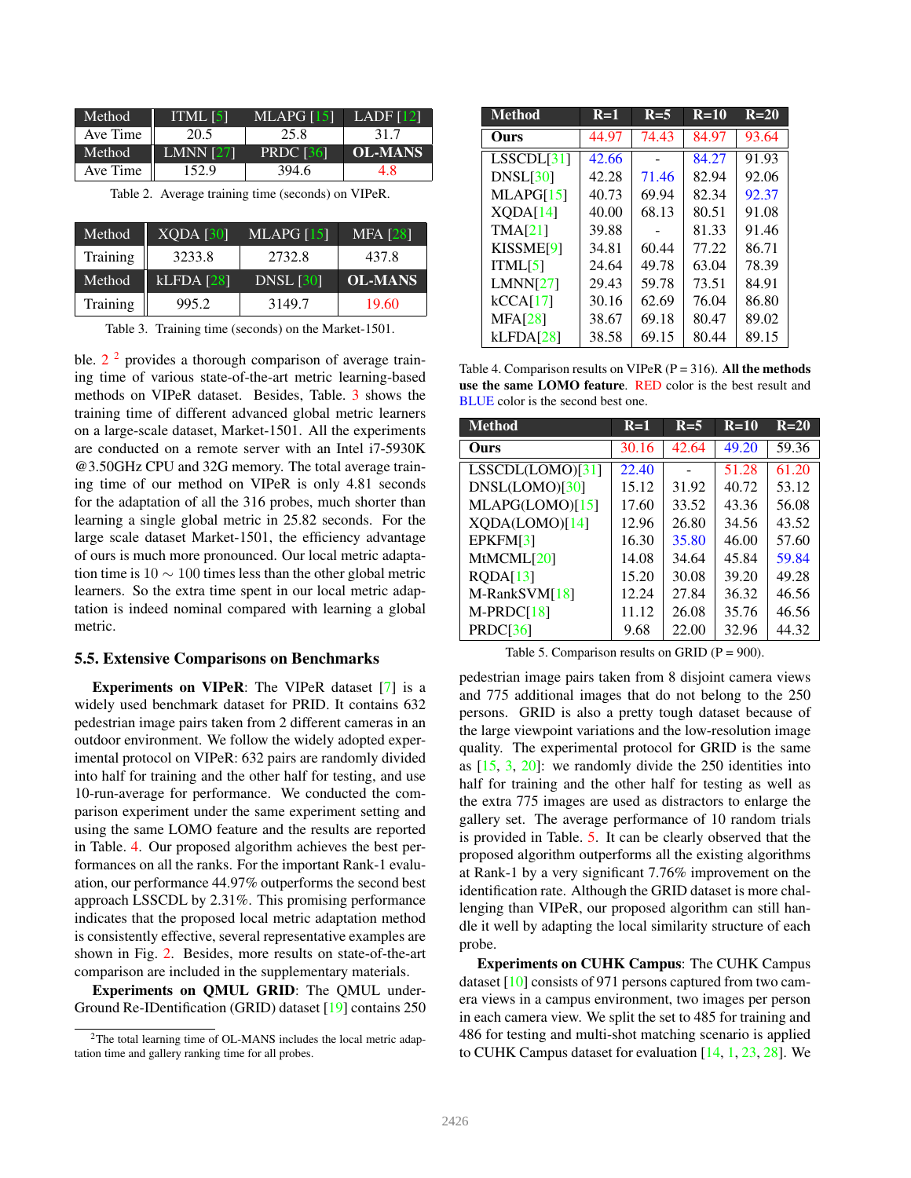| Method | ITML [5] | MLAPG [15] | LADF [12] |
|---|---|---|---|
| Ave Time | 20.5 | 25.8 | 31.7 |
| Method | LMNN [27] | PRDC [36] | **OL-MANS** |
| Ave Time | 152.9 | 394.6 | 4.8 |

Table 2. Average training time (seconds) on VIPeR.

| Method | XQDA [30] | MLAPG [15] | MFA [28] |
|---|---|---|---|
| Training | 3233.8 | 2732.8 | 437.8 |
| Method | kLFDA [28] | DNSL [30] | **OL-MANS** |
| Training | 995.2 | 3149.7 | 19.60 |

Table 3. Training time (seconds) on the Market-1501.

ble. 2 [2] provides a thorough comparison of average training time of various state-of-the-art metric learning-based methods on VIPeR dataset. Besides, Table. 3 shows the training time of different advanced global metric learners on a large-scale dataset, Market-1501. All the experiments are conducted on a remote server with an Intel i7-5930K @3.50GHz CPU and 32G memory. The total average training time of our method on VIPeR is only 4.81 seconds for the adaptation of all the 316 probes, much shorter than learning a single global metric in 25.82 seconds. For the large scale dataset Market-1501, the efficiency advantage of ours is much more pronounced. Our local metric adaptation time is $10 \sim 100$ times less than the other global metric learners. So the extra time spent in our local metric adaptation is indeed nominal compared with learning a global metric.

[2] The total learning time of OL-MANS includes the local metric adaptation time and gallery ranking time for all probes.

## 5.5. Extensive Comparisons on Benchmarks

**Experiments on VIPeR**: The VIPeR dataset [7] is a widely used benchmark dataset for PRID. It contains 632 pedestrian image pairs taken from 2 different cameras in an outdoor environment. We follow the widely adopted experimental protocol on VIPeR: 632 pairs are randomly divided into half for training and the other half for testing, and use 10-run-average for performance. We conducted the comparison experiment under the same experiment setting and using the same LOMO feature and the results are reported in Table. 4. Our proposed algorithm achieves the best performances on all the ranks. For the important Rank-1 evaluation, our performance 44.97% outperforms the second best approach LSSCDL by 2.31%. This promising performance indicates that the proposed local metric adaptation method is consistently effective, several representative examples are shown in Fig. 2. Besides, more results on state-of-the-art comparison are included in the supplementary materials.

**Experiments on QMUL GRID**: The QMUL underGround Re-IDentification (GRID) dataset [19] contains 250 pedestrian image pairs taken from 8 disjoint camera views and 775 additional images that do not belong to the 250 persons. GRID is also a pretty tough dataset because of the large viewpoint variations and the low-resolution image quality. The experimental protocol for GRID is the same as [15, 3, 20]: we randomly divide the 250 identities into half for training and the other half for testing as well as the extra 775 images are used as distractors to enlarge the gallery set. The average performance of 10 random trials is provided in Table. 5. It can be clearly observed that the proposed algorithm outperforms all the existing algorithms at Rank-1 by a very significant 7.76% improvement on the identification rate. Although the GRID dataset is more challenging than VIPeR, our proposed algorithm can still handle it well by adapting the local similarity structure of each probe.

| Method | R=1 | R=5 | R=10 | R=20 |
|---|---|---|---|---|
| **Ours** | 44.97 | 74.43 | 84.97 | 93.64 |
| LSSCDL[31] | 42.66 | - | 84.27 | 91.93 |
| DNSL[30] | 42.28 | 71.46 | 82.94 | 92.06 |
| MLAPG[15] | 40.73 | 69.94 | 82.34 | 92.37 |
| XQDA[14] | 40.00 | 68.13 | 80.51 | 91.08 |
| TMA[21] | 39.88 | - | 81.33 | 91.46 |
| KISSME[9] | 34.81 | 60.44 | 77.22 | 86.71 |
| ITML[5] | 24.64 | 49.78 | 63.04 | 78.39 |
| LMNN[27] | 29.43 | 59.78 | 73.51 | 84.91 |
| kCCA[17] | 30.16 | 62.69 | 76.04 | 86.80 |
| MFA[28] | 38.67 | 69.18 | 80.47 | 89.02 |
| kLFDA[28] | 38.58 | 69.15 | 80.44 | 89.15 |

Table 4. Comparison results on VIPeR (P = 316). **All the methods use the same LOMO feature**. RED color is the best result and BLUE color is the second best one.

| Method | R=1 | R=5 | R=10 | R=20 |
|---|---|---|---|---|
| **Ours** | 30.16 | 42.64 | 49.20 | 59.36 |
| LSSCDL(LOMO)[31] | 22.40 | - | 51.28 | 61.20 |
| DNSL(LOMO)[30] | 15.12 | 31.92 | 40.72 | 53.12 |
| MLAPG(LOMO)[15] | 17.60 | 33.52 | 43.36 | 56.08 |
| XQDA(LOMO)[14] | 12.96 | 26.80 | 34.56 | 43.52 |
| EPKFM[3] | 16.30 | 35.80 | 46.00 | 57.60 |
| MtMCML[20] | 14.08 | 34.64 | 45.84 | 59.84 |
| RQDA[13] | 15.20 | 30.08 | 39.20 | 49.28 |
| M-RankSVM[18] | 12.24 | 27.84 | 36.32 | 46.56 |
| M-PRDC[18] | 11.12 | 26.08 | 35.76 | 46.56 |
| PRDC[36] | 9.68 | 22.00 | 32.96 | 44.32 |

Table 5. Comparison results on GRID (P = 900).

**Experiments on CUHK Campus**: The CUHK Campus dataset [10] consists of 971 persons captured from two camera views in a campus environment, two images per person in each camera view. We split the set to 485 for training and 486 for testing and multi-shot matching scenario is applied to CUHK Campus dataset for evaluation [14, 1, 23, 28]. We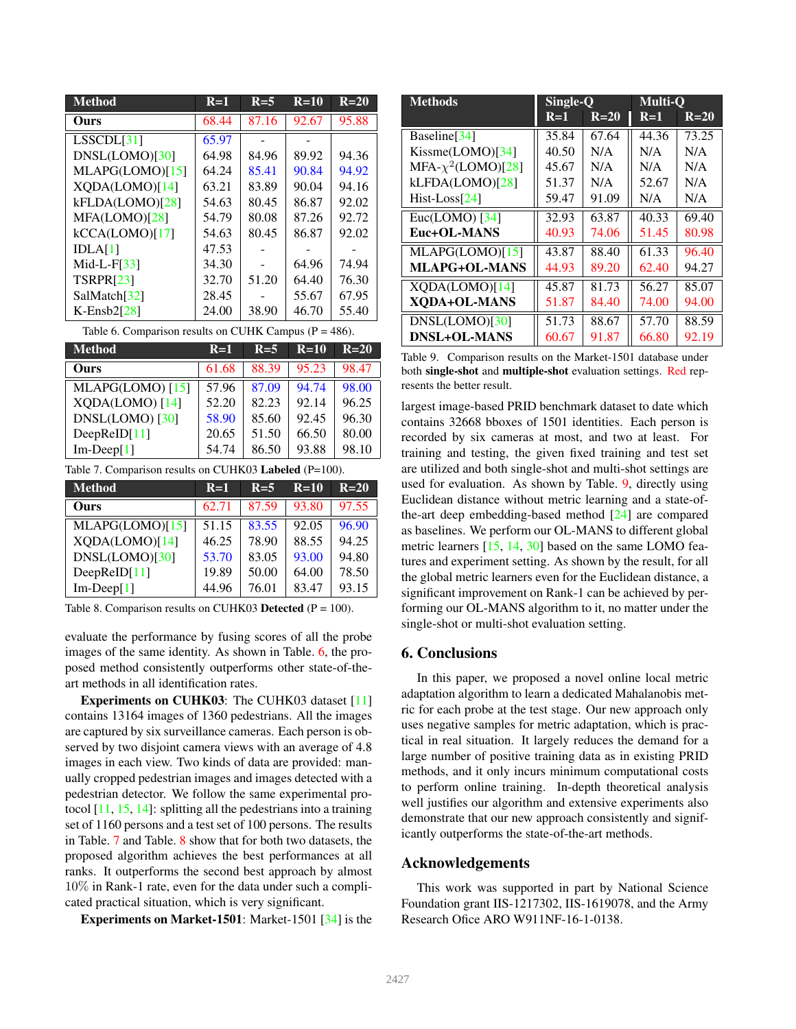| Method | R=1 | R=5 | R=10 | R=20 |
|---|---|---|---|---|
| **Ours** | 68.44 | 87.16 | 92.67 | 95.88 |
| LSSCDL[31] | 65.97 | - | - | |
| DNSL(LOMO)[30] | 64.98 | 84.96 | 89.92 | 94.36 |
| MLAPG(LOMO)[15] | 64.24 | 85.41 | 90.84 | 94.92 |
| XQDA(LOMO)[14] | 63.21 | 83.89 | 90.04 | 94.16 |
| kFLDA(LOMO)[28] | 54.63 | 80.45 | 86.87 | 92.02 |
| MFA(LOMO)[28] | 54.79 | 80.08 | 87.26 | 92.72 |
| kCCA(LOMO)[17] | 54.63 | 80.45 | 86.87 | 92.02 |
| IDLA[1] | 47.53 | - | - | - |
| Mid-L-F[33] | 34.30 | - | 64.96 | 74.94 |
| TSRPR[23] | 32.70 | 51.20 | 64.40 | 76.30 |
| SalMatch[32] | 28.45 | - | 55.67 | 67.95 |
| K-Ensb2[28] | 24.00 | 38.90 | 46.70 | 55.40 |

Table 6. Comparison results on CUHK Campus (P = 486).

| Method | R=1 | R=5 | R=10 | R=20 |
|---|---|---|---|---|
| **Ours** | 61.68 | 88.39 | 95.23 | 98.47 |
| MLAPG(LOMO) [15] | 57.96 | 87.09 | 94.74 | 98.00 |
| XQDA(LOMO) [14] | 52.20 | 82.23 | 92.14 | 96.25 |
| DNSL(LOMO) [30] | 58.90 | 85.60 | 92.45 | 96.30 |
| DeepReID[11] | 20.65 | 51.50 | 66.50 | 80.00 |
| Im-Deep[1] | 54.74 | 86.50 | 93.88 | 98.10 |

Table 7. Comparison results on CUHK03 **Labeled** (P=100).

| Method | R=1 | R=5 | R=10 | R=20 |
|---|---|---|---|---|
| **Ours** | 62.71 | 87.59 | 93.80 | 97.55 |
| MLAPG(LOMO)[15] | 51.15 | 83.55 | 92.05 | 96.90 |
| XQDA(LOMO)[14] | 46.25 | 78.90 | 88.55 | 94.25 |
| DNSL(LOMO)[30] | 53.70 | 83.05 | 93.00 | 94.80 |
| DeepReID[11] | 19.89 | 50.00 | 64.00 | 78.50 |
| Im-Deep[1] | 44.96 | 76.01 | 83.47 | 93.15 |

Table 8. Comparison results on CUHK03 **Detected** (P = 100).

evaluate the performance by fusing scores of all the probe images of the same identity. As shown in Table. 6, the proposed method consistently outperforms other state-of-the-art methods in all identification rates.

**Experiments on CUHK03**: The CUHK03 dataset [11] contains 13164 images of 1360 pedestrians. All the images are captured by six surveillance cameras. Each person is observed by two disjoint camera views with an average of 4.8 images in each view. Two kinds of data are provided: manually cropped pedestrian images and images detected with a pedestrian detector. We follow the same experimental protocol [11, 15, 14]: splitting all the pedestrians into a training set of 1160 persons and a test set of 100 persons. The results in Table. 7 and Table. 8 show that for both two datasets, the proposed algorithm achieves the best performances at all ranks. It outperforms the second best approach by almost $10\%$ in Rank-1 rate, even for the data under such a complicated practical situation, which is very significant.

**Experiments on Market-1501**: Market-1501 [34] is the largest image-based PRID benchmark dataset to date which contains 32668 bboxes of 1501 identities. Each person is recorded by six cameras at most, and two at least. For training and testing, the given fixed training and test set are utilized and both single-shot and multi-shot settings are used for evaluation. As shown by Table. 9, directly using Euclidean distance without metric learning and a state-of-the-art deep embedding-based method [24] are compared as baselines. We perform our OL-MANS to different global metric learners [15, 14, 30] based on the same LOMO features and experiment setting. As shown by the result, for all the global metric learners even for the Euclidean distance, a significant improvement on Rank-1 can be achieved by performing our OL-MANS algorithm to it, no matter under the single-shot or multi-shot evaluation setting.

| Methods | Single-Q | | Multi-Q | |
|---|---|---|---|---|
| | R=1 | R=20 | R=1 | R=20 |
| Baseline[34] | 35.84 | 67.64 | 44.36 | 73.25 |
| Kissme(LOMO)[34] | 40.50 | N/A | N/A | N/A |
| MFA-$\chi^2$(LOMO)[28] | 45.67 | N/A | N/A | N/A |
| kLFDA(LOMO)[28] | 51.37 | N/A | 52.67 | N/A |
| Hist-Loss[24] | 59.47 | 91.09 | N/A | N/A |
| Euc(LOMO) [34] | 32.93 | 63.87 | 40.33 | 69.40 |
| **Euc+OL-MANS** | 40.93 | 74.06 | 51.45 | 80.98 |
| MLAPG(LOMO)[15] | 43.87 | 88.40 | 61.33 | 96.40 |
| **MLAPG+OL-MANS** | 44.93 | 89.20 | 62.40 | 94.27 |
| XQDA(LOMO)[14] | 45.87 | 81.73 | 56.27 | 85.07 |
| **XQDA+OL-MANS** | 51.87 | 84.40 | 74.00 | 94.00 |
| DNSL(LOMO)[30] | 51.73 | 88.67 | 57.70 | 88.59 |
| **DNSL+OL-MANS** | 60.67 | 91.87 | 66.80 | 92.19 |

Table 9. Comparison results on the Market-1501 database under both **single-shot** and **multiple-shot** evaluation settings. Red represents the better result.

## 6. Conclusions

In this paper, we proposed a novel online local metric adaptation algorithm to learn a dedicated Mahalanobis metric for each probe at the test stage. Our new approach only uses negative samples for metric adaptation, which is practical in real situation. It largely reduces the demand for a large number of positive training data as in existing PRID methods, and it only incurs minimum computational costs to perform online training. In-depth theoretical analysis well justifies our algorithm and extensive experiments also demonstrate that our new approach consistently and significantly outperforms the state-of-the-art methods.

## Acknowledgements

This work was supported in part by National Science Foundation grant IIS-1217302, IIS-1619078, and the Army Research Ofice ARO W911NF-16-1-0138.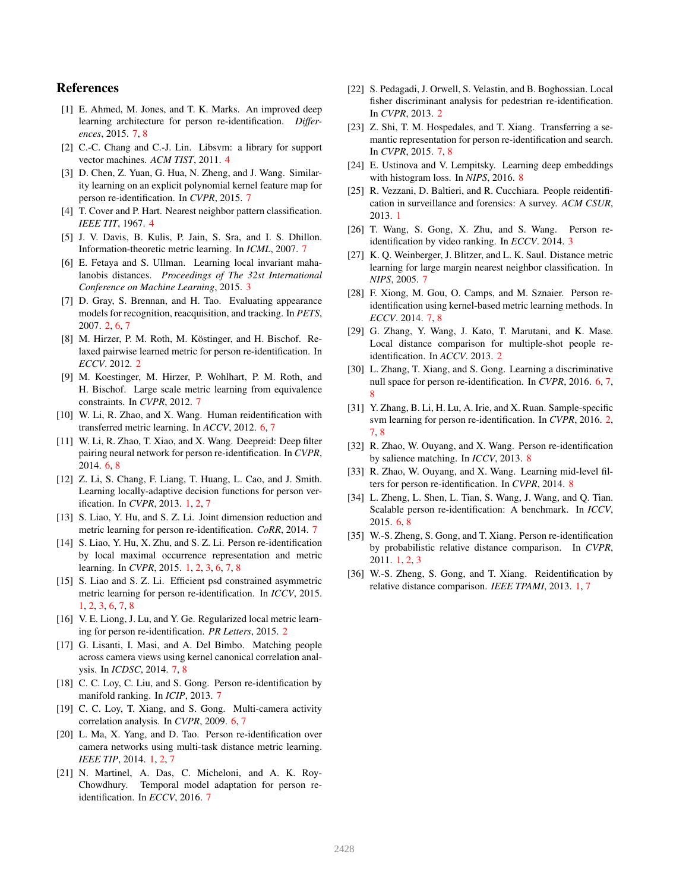## References

[1] E. Ahmed, M. Jones, and T. K. Marks. An improved deep learning architecture for person re-identification. *Differences*, 2015. 7, 8

[2] C.-C. Chang and C.-J. Lin. Libsvm: a library for support vector machines. *ACM TIST*, 2011. 4

[3] D. Chen, Z. Yuan, G. Hua, N. Zheng, and J. Wang. Similarity learning on an explicit polynomial kernel feature map for person re-identification. In *CVPR*, 2015. 7

[4] T. Cover and P. Hart. Nearest neighbor pattern classification. *IEEE TIT*, 1967. 4

[5] J. V. Davis, B. Kulis, P. Jain, S. Sra, and I. S. Dhillon. Information-theoretic metric learning. In *ICML*, 2007. 7

[6] E. Fetaya and S. Ullman. Learning local invariant mahalanobis distances. *Proceedings of The 32st International Conference on Machine Learning*, 2015. 3

[7] D. Gray, S. Brennan, and H. Tao. Evaluating appearance models for recognition, reacquisition, and tracking. In *PETS*, 2007. 2, 6, 7

[8] M. Hirzer, P. M. Roth, M. Köstinger, and H. Bischof. Relaxed pairwise learned metric for person re-identification. In *ECCV*. 2012. 2

[9] M. Koestinger, M. Hirzer, P. Wohlhart, P. M. Roth, and H. Bischof. Large scale metric learning from equivalence constraints. In *CVPR*, 2012. 7

[10] W. Li, R. Zhao, and X. Wang. Human reidentification with transferred metric learning. In *ACCV*, 2012. 6, 7

[11] W. Li, R. Zhao, T. Xiao, and X. Wang. Deepreid: Deep filter pairing neural network for person re-identification. In *CVPR*, 2014. 6, 8

[12] Z. Li, S. Chang, F. Liang, T. Huang, L. Cao, and J. Smith. Learning locally-adaptive decision functions for person verification. In *CVPR*, 2013. 1, 2, 7

[13] S. Liao, Y. Hu, and S. Z. Li. Joint dimension reduction and metric learning for person re-identification. *CoRR*, 2014. 7

[14] S. Liao, Y. Hu, X. Zhu, and S. Z. Li. Person re-identification by local maximal occurrence representation and metric learning. In *CVPR*, 2015. 1, 2, 3, 6, 7, 8

[15] S. Liao and S. Z. Li. Efficient psd constrained asymmetric metric learning for person re-identification. In *ICCV*, 2015. 1, 2, 3, 6, 7, 8

[16] V. E. Liong, J. Lu, and Y. Ge. Regularized local metric learning for person re-identification. *PR Letters*, 2015. 2

[17] G. Lisanti, I. Masi, and A. Del Bimbo. Matching people across camera views using kernel canonical correlation analysis. In *ICDSC*, 2014. 7, 8

[18] C. C. Loy, C. Liu, and S. Gong. Person re-identification by manifold ranking. In *ICIP*, 2013. 7

[19] C. C. Loy, T. Xiang, and S. Gong. Multi-camera activity correlation analysis. In *CVPR*, 2009. 6, 7

[20] L. Ma, X. Yang, and D. Tao. Person re-identification over camera networks using multi-task distance metric learning. *IEEE TIP*, 2014. 1, 2, 7

[21] N. Martinel, A. Das, C. Micheloni, and A. K. Roy-Chowdhury. Temporal model adaptation for person re-identification. In *ECCV*, 2016. 7

[22] S. Pedagadi, J. Orwell, S. Velastin, and B. Boghossian. Local fisher discriminant analysis for pedestrian re-identification. In *CVPR*, 2013. 2

[23] Z. Shi, T. M. Hospedales, and T. Xiang. Transferring a semantic representation for person re-identification and search. In *CVPR*, 2015. 7, 8

[24] E. Ustinova and V. Lempitsky. Learning deep embeddings with histogram loss. In *NIPS*, 2016. 8

[25] R. Vezzani, D. Baltieri, and R. Cucchiara. People reidentification in surveillance and forensics: A survey. *ACM CSUR*, 2013. 1

[26] T. Wang, S. Gong, X. Zhu, and S. Wang. Person re-identification by video ranking. In *ECCV*. 2014. 3

[27] K. Q. Weinberger, J. Blitzer, and L. K. Saul. Distance metric learning for large margin nearest neighbor classification. In *NIPS*, 2005. 7

[28] F. Xiong, M. Gou, O. Camps, and M. Sznaier. Person re-identification using kernel-based metric learning methods. In *ECCV*. 2014. 7, 8

[29] G. Zhang, Y. Wang, J. Kato, T. Marutani, and K. Mase. Local distance comparison for multiple-shot people re-identification. In *ACCV*. 2013. 2

[30] L. Zhang, T. Xiang, and S. Gong. Learning a discriminative null space for person re-identification. In *CVPR*, 2016. 6, 7, 8

[31] Y. Zhang, B. Li, H. Lu, A. Irie, and X. Ruan. Sample-specific svm learning for person re-identification. In *CVPR*, 2016. 2, 7, 8

[32] R. Zhao, W. Ouyang, and X. Wang. Person re-identification by salience matching. In *ICCV*, 2013. 8

[33] R. Zhao, W. Ouyang, and X. Wang. Learning mid-level filters for person re-identification. In *CVPR*, 2014. 8

[34] L. Zheng, L. Shen, L. Tian, S. Wang, J. Wang, and Q. Tian. Scalable person re-identification: A benchmark. In *ICCV*, 2015. 6, 8

[35] W.-S. Zheng, S. Gong, and T. Xiang. Person re-identification by probabilistic relative distance comparison. In *CVPR*, 2011. 1, 2, 3

[36] W.-S. Zheng, S. Gong, and T. Xiang. Reidentification by relative distance comparison. *IEEE TPAMI*, 2013. 1, 7